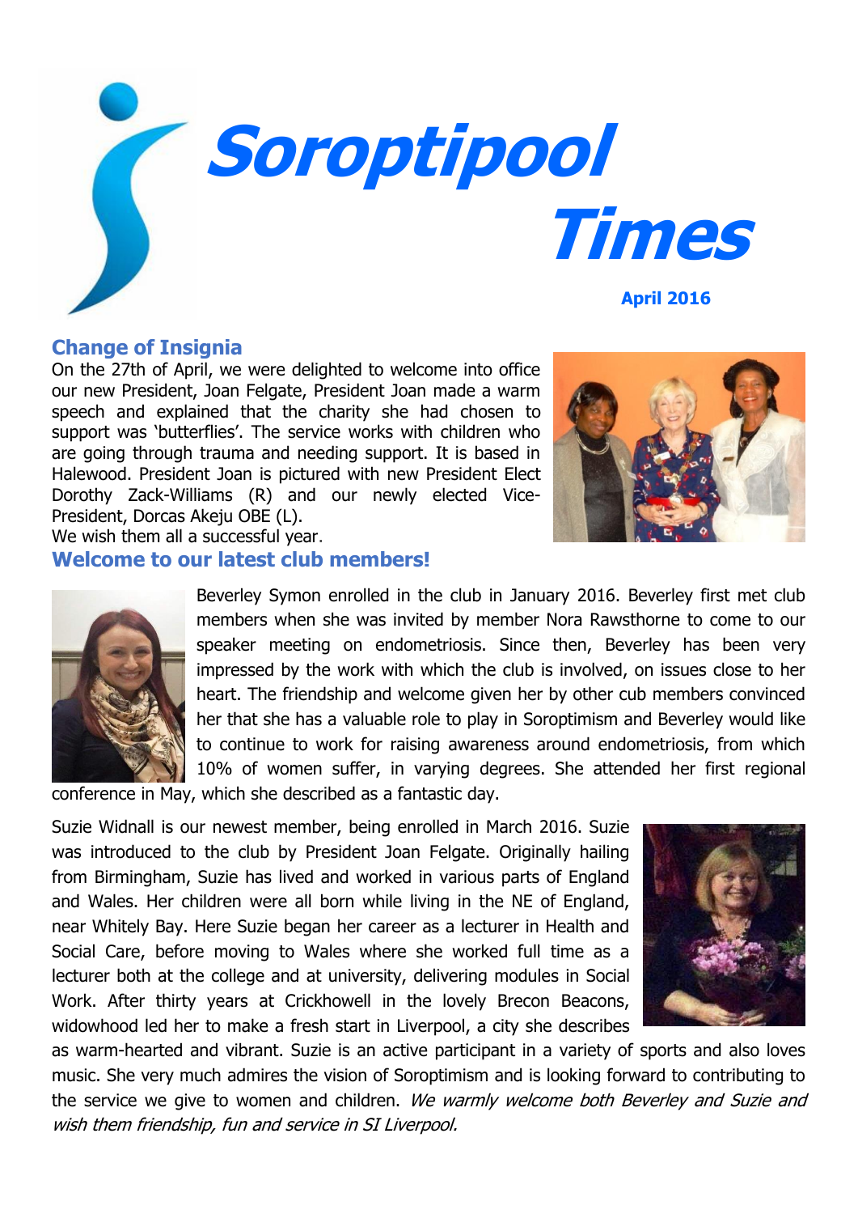# Soroptipool Times

**April 2016**

## Change of Insignia

On the 27th of April, we were delighted to welcome into office our new President, Joan Felgate, President Joan made a warm speech and explained that the charity she had chosen to support was 'butterflies'. The service works with children who are going through trauma and needing support. It is based in Halewood. President Joan is pictured with new President Elect Dorothy Zack-Williams (R) and our newly elected Vice-President, Dorcas Akeju OBE (L).

We wish them all a successful year.

## Welcome to our latest club members!

Beverley Symon enrolled in the club in January 2016. Beverley first met club members when she was invited by member Nora Rawsthorne to come to our speaker meeting on endometriosis. Since then, Beverley has been very impressed by the work with which the club is involved, on issues close to her heart. The friendship and welcome given her by other cub members convinced her that she has a valuable role to play in Soroptimism and Beverley would like to continue to work for raising awareness around endometriosis, from which 10% of women suffer, in varying degrees. She attended her first regional conference in May, which she described as a fantastic day.

Suzie Widnall is our newest member, being enrolled in March 2016. Suzie was introduced to the club by President Joan Felgate. Originally hailing from Birmingham, Suzie has lived and worked in various parts of England and Wales. Her children were all born while living in the NE of England, near Whitely Bay. Here Suzie began her career as a lecturer in Health and Social Care, before moving to Wales where she worked full time as a lecturer both at the college and at university, delivering modules in Social Work. After thirty years at Crickhowell in the lovely Brecon Beacons, widowhood led her to make a fresh start in Liverpool, a city she describes as warm-hearted and vibrant. Suzie is an active participant in a variety of sports and also loves music. She very much admires the vision of Soroptimism and is looking forward to contributing to the service we give to women and children. *We warmly welcome both Beverley and Suzie and wish them friendship, fun and service in SI Liverpool.*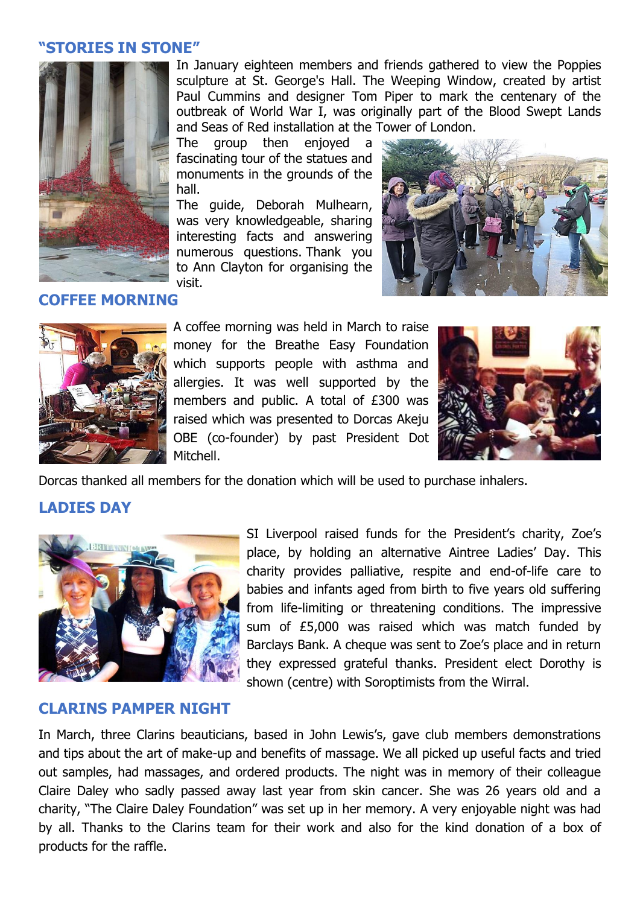## "STORIES IN STONE"

In January eighteen members and friends gathered to view the Poppies sculpture at St. George's Hall. The Weeping Window, created by artist Paul Cummins and designer Tom Piper to mark the centenary of the outbreak of World War I, was originally part of the Blood Swept Lands and Seas of Red installation at the Tower of London.

The group then enjoyed a fascinating tour of the statues and monuments in the grounds of the hall.

The guide, Deborah Mulhearn, was very knowledgeable, sharing interesting facts and answering numerous questions. Thank you to Ann Clayton for organising the visit.

## COFFEE MORNING

A coffee morning was held in March to raise money for the Breathe Easy Foundation which supports people with asthma and allergies. It was well supported by the members and public. A total of £300 was raised which was presented to Dorcas Akeju OBE (co-founder) by past President Dot Mitchell.

Dorcas thanked all members for the donation which will be used to purchase inhalers.

## LADIES DAY

SI Liverpool raised funds for the President's charity, Zoe's place, by holding an alternative Aintree Ladies' Day. This charity provides palliative, respite and end-of-life care to babies and infants aged from birth to five years old suffering from life-limiting or threatening conditions. The impressive sum of £5,000 was raised which was match funded by Barclays Bank. A cheque was sent to Zoe's place and in return they expressed grateful thanks. President elect Dorothy is shown (centre) with Soroptimists from the Wirral.

## CLARINS PAMPER NIGHT

In March, three Clarins beauticians, based in John Lewis's, gave club members demonstrations and tips about the art of make-up and benefits of massage. We all picked up useful facts and tried out samples, had massages, and ordered products. The night was in memory of their colleague Claire Daley who sadly passed away last year from skin cancer. She was 26 years old and a charity, "The Claire Daley Foundation" was set up in her memory. A very enjoyable night was had by all. Thanks to the Clarins team for their work and also for the kind donation of a box of products for the raffle.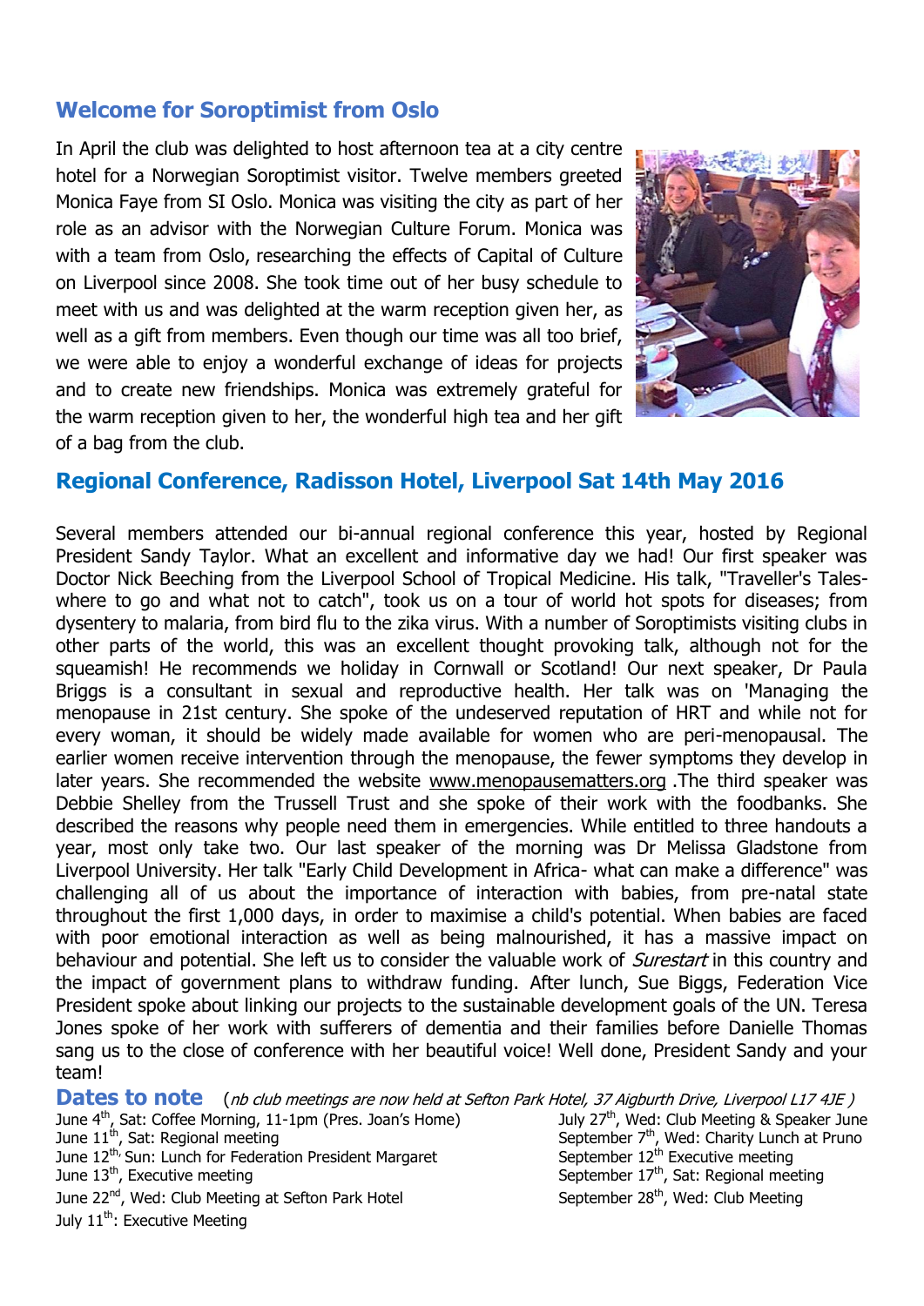## Welcome for Soroptimist from Oslo

In April the club was delighted to host afternoon tea at a city centre hotel for a Norwegian Soroptimist visitor. Twelve members greeted Monica Faye from SI Oslo. Monica was visiting the city as part of her role as an advisor with the Norwegian Culture Forum. Monica was with a team from Oslo, researching the effects of Capital of Culture on Liverpool since 2008. She took time out of her busy schedule to meet with us and was delighted at the warm reception given her, as well as a gift from members. Even though our time was all too brief, we were able to enjoy a wonderful exchange of ideas for projects and to create new friendships. Monica was extremely grateful for the warm reception given to her, the wonderful high tea and her gift of a bag from the club.

## Regional Conference, Radisson Hotel, Liverpool Sat 14th May 2016

Several members attended our bi-annual regional conference this year, hosted by Regional President Sandy Taylor. What an excellent and informative day we had! Our first speaker was Doctor Nick Beeching from the Liverpool School of Tropical Medicine. His talk, "Traveller's Tales-where to go and what not to catch", took us on a tour of world hot spots for diseases; from dysentery to malaria, from bird flu to the zika virus. With a number of Soroptimists visiting clubs in other parts of the world, this was an excellent thought provoking talk, although not for the squeamish! He recommends we holiday in Cornwall or Scotland! Our next speaker, Dr Paula Briggs is a consultant in sexual and reproductive health. Her talk was on 'Managing the menopause in 21st century. She spoke of the undeserved reputation of HRT and while not for every woman, it should be widely made available for women who are peri-menopausal. The earlier women receive intervention through the menopause, the fewer symptoms they develop in later years. She recommended the website www.menopausematters.org .The third speaker was Debbie Shelley from the Trussell Trust and she spoke of their work with the foodbanks. She described the reasons why people need them in emergencies. While entitled to three handouts a year, most only take two. Our last speaker of the morning was Dr Melissa Gladstone from Liverpool University. Her talk "Early Child Development in Africa- what can make a difference" was challenging all of us about the importance of interaction with babies, from pre-natal state throughout the first 1,000 days, in order to maximise a child's potential. When babies are faced with poor emotional interaction as well as being malnourished, it has a massive impact on behaviour and potential. She left us to consider the valuable work of *Surestart* in this country and the impact of government plans to withdraw funding. After lunch, Sue Biggs, Federation Vice President spoke about linking our projects to the sustainable development goals of the UN. Teresa Jones spoke of her work with sufferers of dementia and their families before Danielle Thomas sang us to the close of conference with her beautiful voice! Well done, President Sandy and your team!

## Dates to note

(*nb club meetings are now held at Sefton Park Hotel, 37 Aigburth Drive, Liverpool L17 4JE* )

June 4th, Sat: Coffee Morning, 11-1pm (Pres. Joan's Home)
June 11th, Sat: Regional meeting
June 12th, Sun: Lunch for Federation President Margaret
June 13th, Executive meeting
June 22nd, Wed: Club Meeting at Sefton Park Hotel
July 11th: Executive Meeting
July 27th, Wed: Club Meeting & Speaker June
September 7th, Wed: Charity Lunch at Pruno
September 12th Executive meeting
September 17th, Sat: Regional meeting
September 28th, Wed: Club Meeting